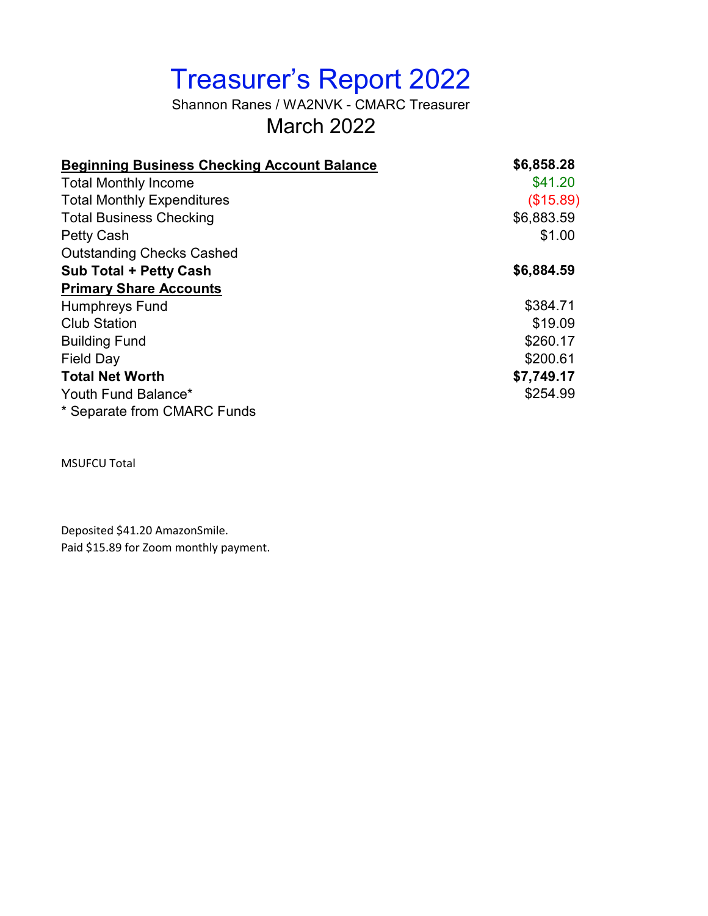# Treasurer's Report 2022

Shannon Ranes / WA2NVK - CMARC Treasurer

## March 2022

| | |
|---|---|
| **Beginning Business Checking Account Balance** | **$6,858.28** |
| Total Monthly Income | $41.20 |
| Total Monthly Expenditures | ($15.89) |
| Total Business Checking | $6,883.59 |
| Petty Cash | $1.00 |
| Outstanding Checks Cashed | |
| **Sub Total + Petty Cash** | **$6,884.59** |
| **Primary Share Accounts** | |
| Humphreys Fund | $384.71 |
| Club Station | $19.09 |
| Building Fund | $260.17 |
| Field Day | $200.61 |
| **Total Net Worth** | **$7,749.17** |
| Youth Fund Balance* | $254.99 |

* Separate from CMARC Funds

MSUFCU Total

Deposited $41.20 AmazonSmile.
Paid $15.89 for Zoom monthly payment.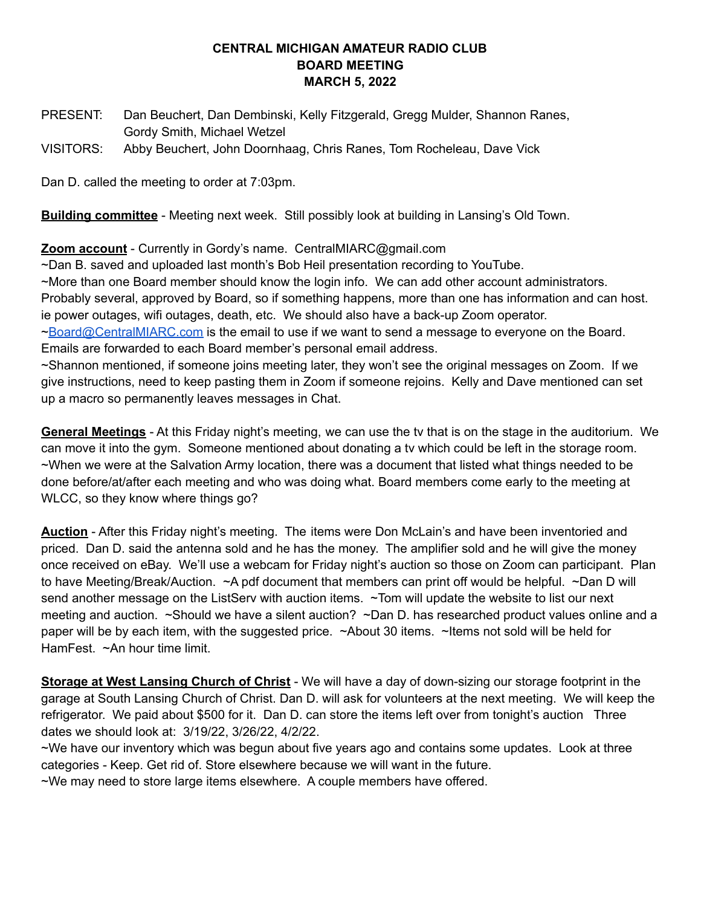**CENTRAL MICHIGAN AMATEUR RADIO CLUB**
**BOARD MEETING**
**MARCH 5, 2022**

PRESENT: Dan Beuchert, Dan Dembinski, Kelly Fitzgerald, Gregg Mulder, Shannon Ranes, Gordy Smith, Michael Wetzel

VISITORS: Abby Beuchert, John Doornhaag, Chris Ranes, Tom Rocheleau, Dave Vick

Dan D. called the meeting to order at 7:03pm.

**Building committee** - Meeting next week. Still possibly look at building in Lansing's Old Town.

**Zoom account** - Currently in Gordy's name. CentralMIARC@gmail.com
~Dan B. saved and uploaded last month's Bob Heil presentation recording to YouTube.
~More than one Board member should know the login info. We can add other account administrators. Probably several, approved by Board, so if something happens, more than one has information and can host. ie power outages, wifi outages, death, etc. We should also have a back-up Zoom operator.
~Board@CentralMIARC.com is the email to use if we want to send a message to everyone on the Board. Emails are forwarded to each Board member's personal email address.
~Shannon mentioned, if someone joins meeting later, they won't see the original messages on Zoom. If we give instructions, need to keep pasting them in Zoom if someone rejoins. Kelly and Dave mentioned can set up a macro so permanently leaves messages in Chat.

**General Meetings** - At this Friday night's meeting, we can use the tv that is on the stage in the auditorium. We can move it into the gym. Someone mentioned about donating a tv which could be left in the storage room.
~When we were at the Salvation Army location, there was a document that listed what things needed to be done before/at/after each meeting and who was doing what. Board members come early to the meeting at WLCC, so they know where things go?

**Auction** - After this Friday night's meeting. The items were Don McLain's and have been inventoried and priced. Dan D. said the antenna sold and he has the money. The amplifier sold and he will give the money once received on eBay. We'll use a webcam for Friday night's auction so those on Zoom can participant. Plan to have Meeting/Break/Auction. ~A pdf document that members can print off would be helpful. ~Dan D will send another message on the ListServ with auction items. ~Tom will update the website to list our next meeting and auction. ~Should we have a silent auction? ~Dan D. has researched product values online and a paper will be by each item, with the suggested price. ~About 30 items. ~Items not sold will be held for HamFest. ~An hour time limit.

**Storage at West Lansing Church of Christ** - We will have a day of down-sizing our storage footprint in the garage at South Lansing Church of Christ. Dan D. will ask for volunteers at the next meeting. We will keep the refrigerator. We paid about $500 for it. Dan D. can store the items left over from tonight's auction Three dates we should look at: 3/19/22, 3/26/22, 4/2/22.
~We have our inventory which was begun about five years ago and contains some updates. Look at three categories - Keep. Get rid of. Store elsewhere because we will want in the future.
~We may need to store large items elsewhere. A couple members have offered.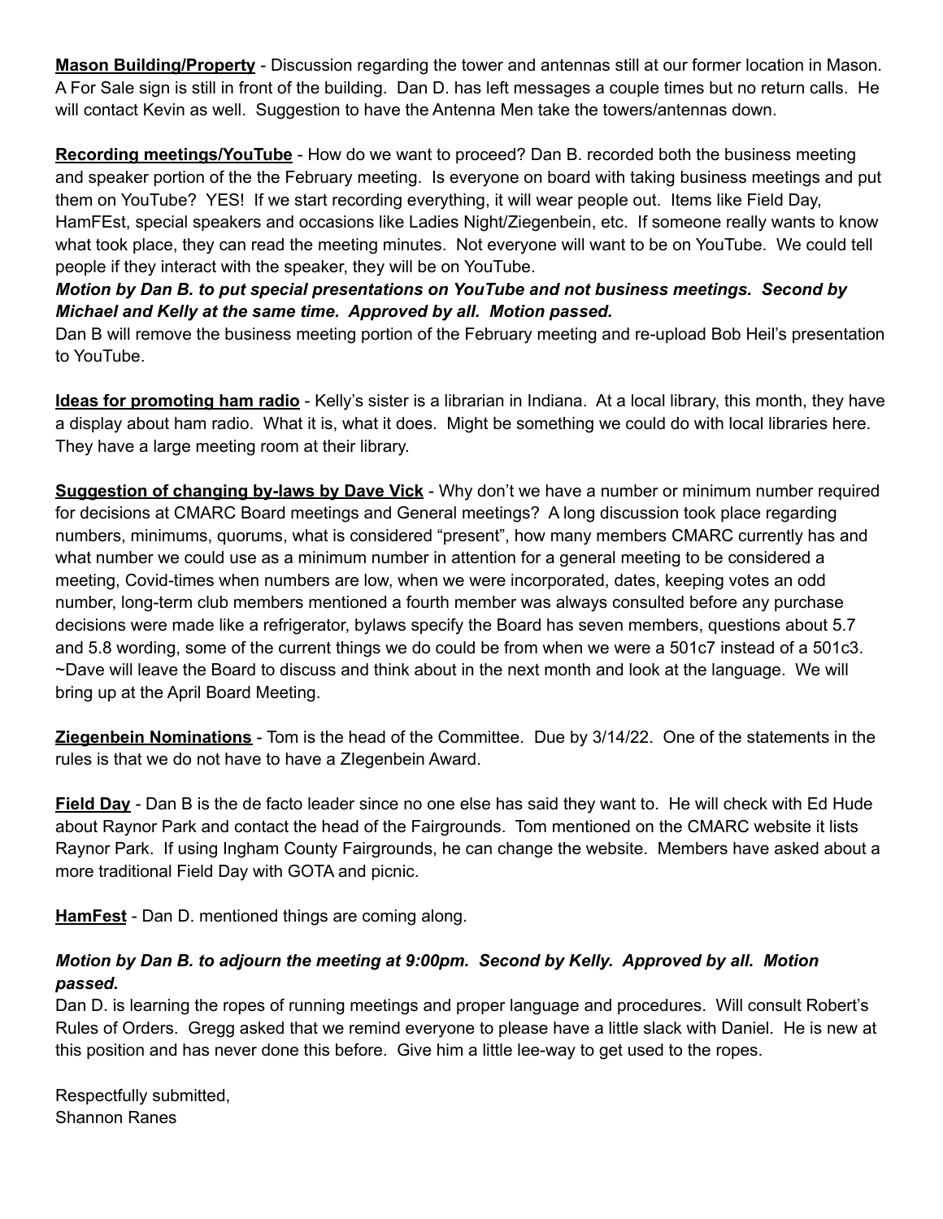**<u>Mason Building/Property</u>** - Discussion regarding the tower and antennas still at our former location in Mason. A For Sale sign is still in front of the building. Dan D. has left messages a couple times but no return calls. He will contact Kevin as well. Suggestion to have the Antenna Men take the towers/antennas down.

**<u>Recording meetings/YouTube</u>** - How do we want to proceed? Dan B. recorded both the business meeting and speaker portion of the the February meeting. Is everyone on board with taking business meetings and put them on YouTube? YES! If we start recording everything, it will wear people out. Items like Field Day, HamFEst, special speakers and occasions like Ladies Night/Ziegenbein, etc. If someone really wants to know what took place, they can read the meeting minutes. Not everyone will want to be on YouTube. We could tell people if they interact with the speaker, they will be on YouTube.

***Motion by Dan B. to put special presentations on YouTube and not business meetings. Second by Michael and Kelly at the same time. Approved by all. Motion passed.***

Dan B will remove the business meeting portion of the February meeting and re-upload Bob Heil's presentation to YouTube.

**<u>Ideas for promoting ham radio</u>** - Kelly's sister is a librarian in Indiana. At a local library, this month, they have a display about ham radio. What it is, what it does. Might be something we could do with local libraries here. They have a large meeting room at their library.

**<u>Suggestion of changing by-laws by Dave Vick</u>** - Why don't we have a number or minimum number required for decisions at CMARC Board meetings and General meetings? A long discussion took place regarding numbers, minimums, quorums, what is considered "present", how many members CMARC currently has and what number we could use as a minimum number in attention for a general meeting to be considered a meeting, Covid-times when numbers are low, when we were incorporated, dates, keeping votes an odd number, long-term club members mentioned a fourth member was always consulted before any purchase decisions were made like a refrigerator, bylaws specify the Board has seven members, questions about 5.7 and 5.8 wording, some of the current things we do could be from when we were a 501c7 instead of a 501c3. ~Dave will leave the Board to discuss and think about in the next month and look at the language. We will bring up at the April Board Meeting.

**<u>Ziegenbein Nominations</u>** - Tom is the head of the Committee. Due by 3/14/22. One of the statements in the rules is that we do not have to have a ZIegenbein Award.

**<u>Field Day</u>** - Dan B is the de facto leader since no one else has said they want to. He will check with Ed Hude about Raynor Park and contact the head of the Fairgrounds. Tom mentioned on the CMARC website it lists Raynor Park. If using Ingham County Fairgrounds, he can change the website. Members have asked about a more traditional Field Day with GOTA and picnic.

**<u>HamFest</u>** - Dan D. mentioned things are coming along.

***Motion by Dan B. to adjourn the meeting at 9:00pm. Second by Kelly. Approved by all. Motion passed.***

Dan D. is learning the ropes of running meetings and proper language and procedures. Will consult Robert's Rules of Orders. Gregg asked that we remind everyone to please have a little slack with Daniel. He is new at this position and has never done this before. Give him a little lee-way to get used to the ropes.

Respectfully submitted,
Shannon Ranes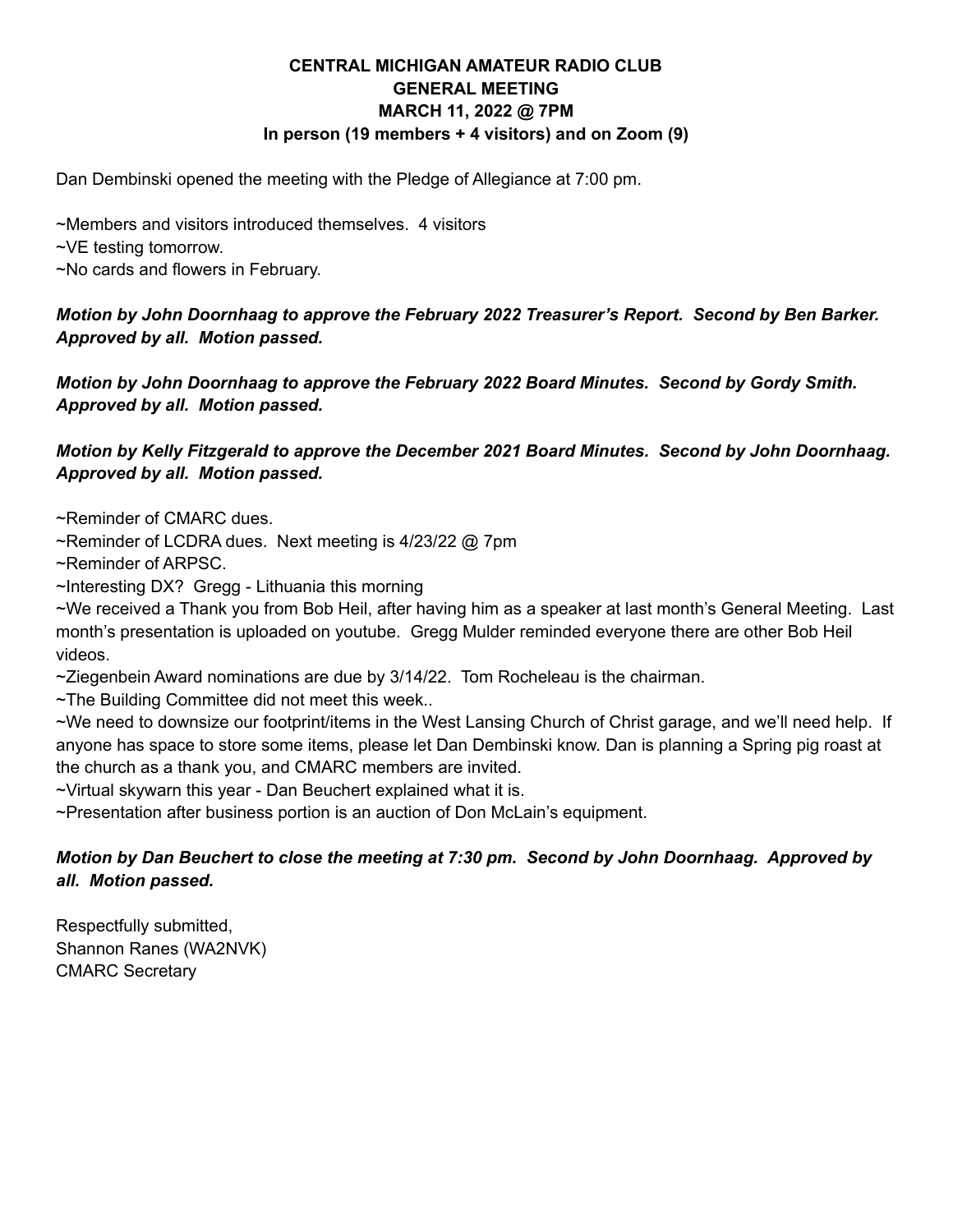**CENTRAL MICHIGAN AMATEUR RADIO CLUB**
**GENERAL MEETING**
**MARCH 11, 2022 @ 7PM**
**In person (19 members + 4 visitors) and on Zoom (9)**

Dan Dembinski opened the meeting with the Pledge of Allegiance at 7:00 pm.

~Members and visitors introduced themselves. 4 visitors
~VE testing tomorrow.
~No cards and flowers in February.

***Motion by John Doornhaag to approve the February 2022 Treasurer's Report. Second by Ben Barker. Approved by all. Motion passed.***

***Motion by John Doornhaag to approve the February 2022 Board Minutes. Second by Gordy Smith. Approved by all. Motion passed.***

***Motion by Kelly Fitzgerald to approve the December 2021 Board Minutes. Second by John Doornhaag. Approved by all. Motion passed.***

~Reminder of CMARC dues.
~Reminder of LCDRA dues. Next meeting is 4/23/22 @ 7pm
~Reminder of ARPSC.
~Interesting DX? Gregg - Lithuania this morning
~We received a Thank you from Bob Heil, after having him as a speaker at last month's General Meeting. Last month's presentation is uploaded on youtube. Gregg Mulder reminded everyone there are other Bob Heil videos.
~Ziegenbein Award nominations are due by 3/14/22. Tom Rocheleau is the chairman.
~The Building Committee did not meet this week..
~We need to downsize our footprint/items in the West Lansing Church of Christ garage, and we'll need help. If anyone has space to store some items, please let Dan Dembinski know. Dan is planning a Spring pig roast at the church as a thank you, and CMARC members are invited.
~Virtual skywarn this year - Dan Beuchert explained what it is.
~Presentation after business portion is an auction of Don McLain's equipment.

***Motion by Dan Beuchert to close the meeting at 7:30 pm. Second by John Doornhaag. Approved by all. Motion passed.***

Respectfully submitted,
Shannon Ranes (WA2NVK)
CMARC Secretary